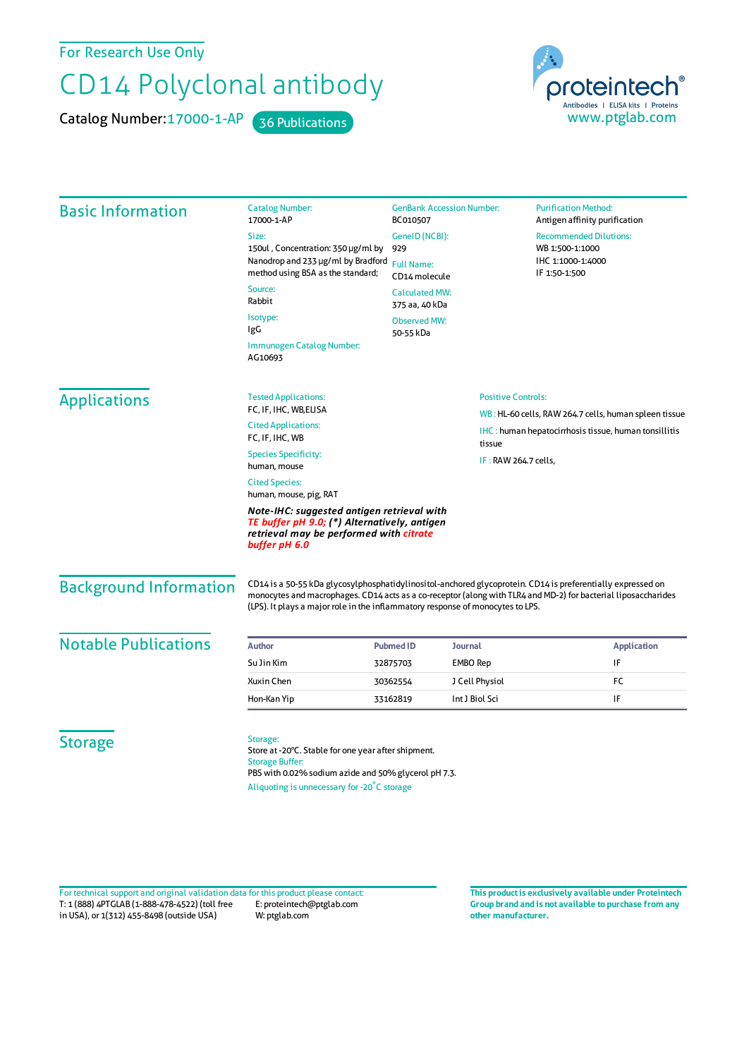For Research Use Only

# CD14 Polyclonal antibody

Catalog Number: 17000-1-AP    36 Publications

proteintech® Antibodies | ELISA kits | Proteins
www.ptglab.com

## Basic Information

Catalog Number:
17000-1-AP

Size:
150ul , Concentration: 350 μg/ml by Nanodrop and 233 μg/ml by Bradford method using BSA as the standard;

Source:
Rabbit

Isotype:
IgG

Immunogen Catalog Number:
AG10693

GenBank Accession Number:
BC010507

GeneID (NCBI):
929

Full Name:
CD14 molecule

Calculated MW:
375 aa, 40 kDa

Observed MW:
50-55 kDa

Purification Method:
Antigen affinity purification

Recommended Dilutions:
WB 1:500-1:1000
IHC 1:1000-1:4000
IF 1:50-1:500

## Applications

Tested Applications:
FC, IF, IHC, WB,ELISA

Cited Applications:
FC, IF, IHC, WB

Species Specificity:
human, mouse

Cited Species:
human, mouse, pig, RAT

***Note-IHC: suggested antigen retrieval with TE buffer pH 9.0; (\*) Alternatively, antigen retrieval may be performed with citrate buffer pH 6.0***

Positive Controls:

WB : HL-60 cells, RAW 264.7 cells, human spleen tissue

IHC : human hepatocirrhosis tissue, human tonsillitis tissue

IF : RAW 264.7 cells,

## Background Information

CD14 is a 50-55 kDa glycosylphosphatidylinositol-anchored glycoprotein. CD14 is preferentially expressed on monocytes and macrophages. CD14 acts as a co-receptor (along with TLR4 and MD-2) for bacterial liposaccharides (LPS). It plays a major role in the inflammatory response of monocytes to LPS.

## Notable Publications

| Author | Pubmed ID | Journal | Application |
|---|---|---|---|
| Su Jin Kim | 32875703 | EMBO Rep | IF |
| Xuxin Chen | 30362554 | J Cell Physiol | FC |
| Hon-Kan Yip | 33162819 | Int J Biol Sci | IF |

## Storage

Storage:
Store at -20°C. Stable for one year after shipment.
Storage Buffer:
PBS with 0.02% sodium azide and 50% glycerol pH 7.3.
Aliquoting is unnecessary for -20°C storage

For technical support and original validation data for this product please contact:
T: 1 (888) 4PTGLAB (1-888-478-4522) (toll free in USA), or 1(312) 455-8498 (outside USA)
E: proteintech@ptglab.com
W: ptglab.com

**This product is exclusively available under Proteintech Group brand and is not available to purchase from any other manufacturer.**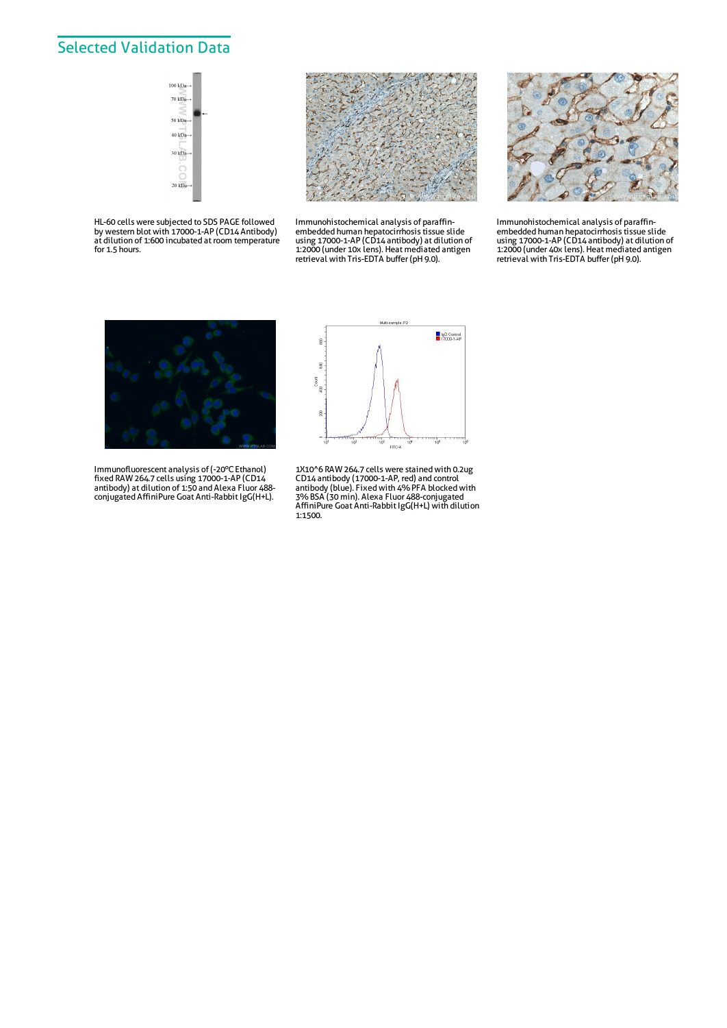## Selected Validation Data

100 kDa→
70 kDa→
50 kDa→
40 kDa→
30 kDa→
20 kDa→

HL-60 cells were subjected to SDS PAGE followed by western blot with 17000-1-AP (CD14 Antibody) at dilution of 1:600 incubated at room temperature for 1.5 hours.

Immunohistochemical analysis of paraffin-embedded human hepatocirrhosis tissue slide using 17000-1-AP (CD14 antibody) at dilution of 1:2000 (under 10x lens). Heat mediated antigen retrieval with Tris-EDTA buffer (pH 9.0).

Immunohistochemical analysis of paraffin-embedded human hepatocirrhosis tissue slide using 17000-1-AP (CD14 antibody) at dilution of 1:2000 (under 40x lens). Heat mediated antigen retrieval with Tris-EDTA buffer (pH 9.0).

Immunofluorescent analysis of (-20°C Ethanol) fixed RAW 264.7 cells using 17000-1-AP (CD14 antibody) at dilution of 1:50 and Alexa Fluor 488-conjugated AffiniPure Goat Anti-Rabbit IgG(H+L).

Multi-sample: P2
IgG Control
17000-1-AP
Count
FITC-A

1X10^6 RAW 264.7 cells were stained with 0.2ug CD14 antibody (17000-1-AP, red) and control antibody (blue). Fixed with 4% PFA blocked with 3% BSA (30 min). Alexa Fluor 488-conjugated AffiniPure Goat Anti-Rabbit IgG(H+L) with dilution 1:1500.